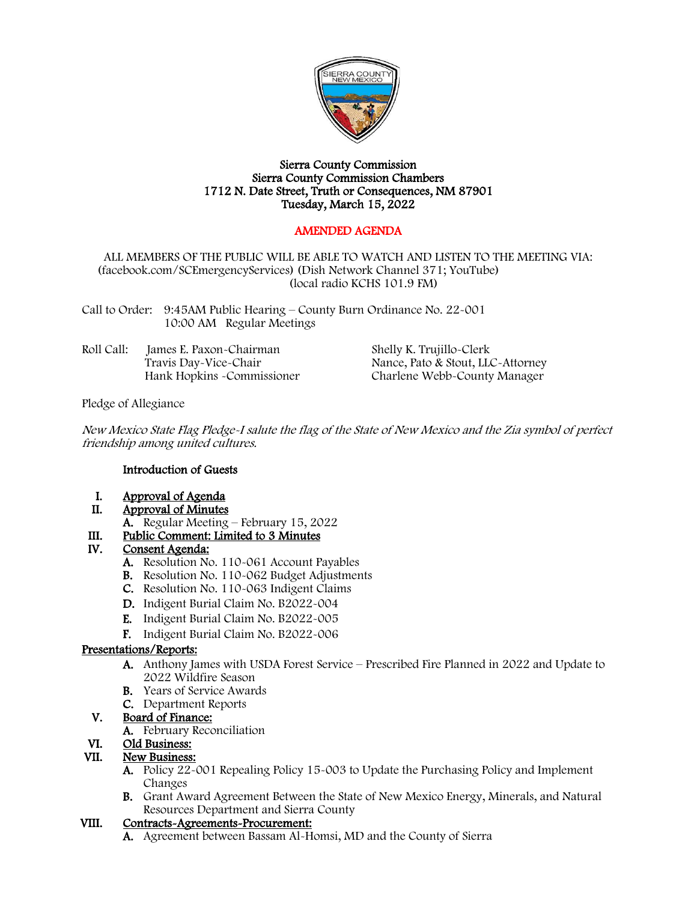# Sierra County Commission
## Sierra County Commission Chambers
## 1712 N. Date Street, Truth or Consequences, NM 87901
## Tuesday, March 15, 2022

**AMENDED AGENDA**

ALL MEMBERS OF THE PUBLIC WILL BE ABLE TO WATCH AND LISTEN TO THE MEETING VIA: (facebook.com/SCEmergencyServices) (Dish Network Channel 371; YouTube) (local radio KCHS 101.9 FM)

Call to Order: 9:45AM Public Hearing – County Burn Ordinance No. 22-001
10:00 AM Regular Meetings

Roll Call:
- James E. Paxon-Chairman
- Travis Day-Vice-Chair
- Hank Hopkins -Commissioner
- Shelly K. Trujillo-Clerk
- Nance, Pato & Stout, LLC-Attorney
- Charlene Webb-County Manager

Pledge of Allegiance

*New Mexico State Flag Pledge-I salute the flag of the State of New Mexico and the Zia symbol of perfect friendship among united cultures.*

**Introduction of Guests**

I. **Approval of Agenda**

II. **Approval of Minutes**
   - A. Regular Meeting – February 15, 2022

III. **Public Comment: Limited to 3 Minutes**

IV. **Consent Agenda:**
   - A. Resolution No. 110-061 Account Payables
   - B. Resolution No. 110-062 Budget Adjustments
   - C. Resolution No. 110-063 Indigent Claims
   - D. Indigent Burial Claim No. B2022-004
   - E. Indigent Burial Claim No. B2022-005
   - F. Indigent Burial Claim No. B2022-006

**Presentations/Reports:**
   - A. Anthony James with USDA Forest Service – Prescribed Fire Planned in 2022 and Update to 2022 Wildfire Season
   - B. Years of Service Awards
   - C. Department Reports

V. **Board of Finance:**
   - A. February Reconciliation

VI. **Old Business:**

VII. **New Business:**
   - A. Policy 22-001 Repealing Policy 15-003 to Update the Purchasing Policy and Implement Changes
   - B. Grant Award Agreement Between the State of New Mexico Energy, Minerals, and Natural Resources Department and Sierra County

VIII. **Contracts-Agreements-Procurement:**
   - A. Agreement between Bassam Al-Homsi, MD and the County of Sierra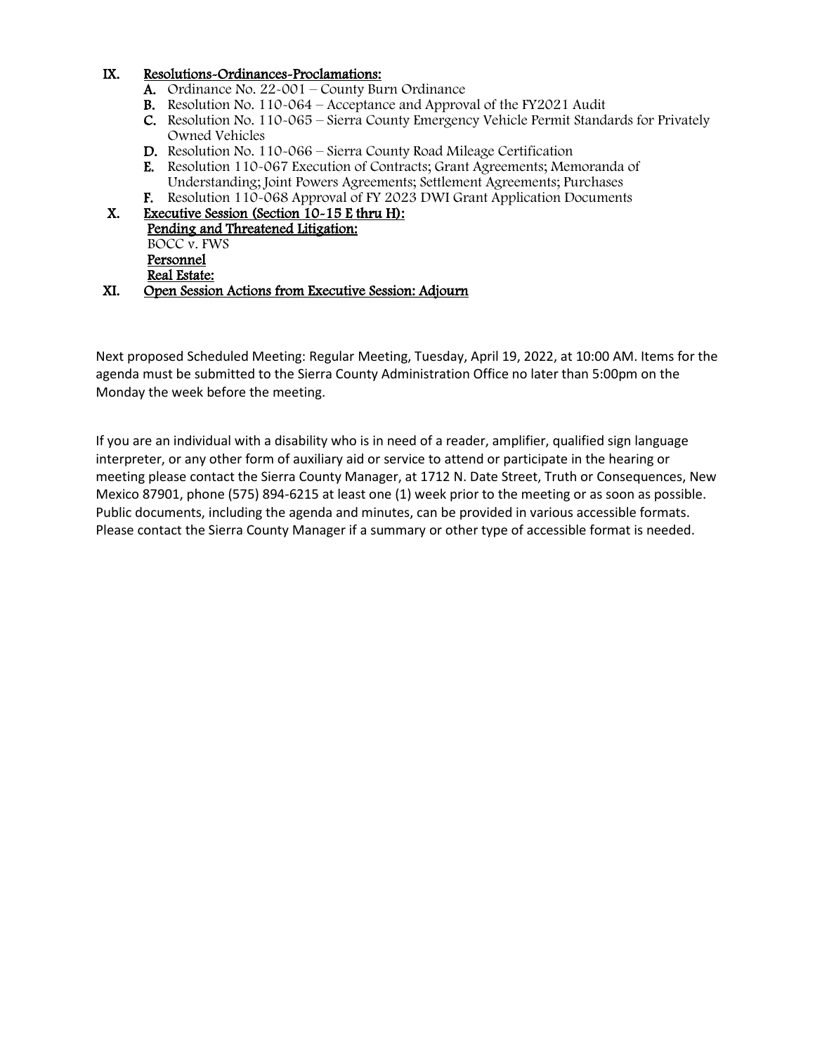IX. **Resolutions-Ordinances-Proclamations:**

   **A.** Ordinance No. 22-001 – County Burn Ordinance
   **B.** Resolution No. 110-064 – Acceptance and Approval of the FY2021 Audit
   **C.** Resolution No. 110-065 – Sierra County Emergency Vehicle Permit Standards for Privately Owned Vehicles
   **D.** Resolution No. 110-066 – Sierra County Road Mileage Certification
   **E.** Resolution 110-067 Execution of Contracts; Grant Agreements; Memoranda of Understanding; Joint Powers Agreements; Settlement Agreements; Purchases
   **F.** Resolution 110-068 Approval of FY 2023 DWI Grant Application Documents

X. **Executive Session (Section 10-15 E thru H):**

   **Pending and Threatened Litigation:**
   BOCC v. FWS
   **Personnel**
   **Real Estate:**

XI. **Open Session Actions from Executive Session: Adjourn**

Next proposed Scheduled Meeting: Regular Meeting, Tuesday, April 19, 2022, at 10:00 AM. Items for the agenda must be submitted to the Sierra County Administration Office no later than 5:00pm on the Monday the week before the meeting.

If you are an individual with a disability who is in need of a reader, amplifier, qualified sign language interpreter, or any other form of auxiliary aid or service to attend or participate in the hearing or meeting please contact the Sierra County Manager, at 1712 N. Date Street, Truth or Consequences, New Mexico 87901, phone (575) 894-6215 at least one (1) week prior to the meeting or as soon as possible. Public documents, including the agenda and minutes, can be provided in various accessible formats. Please contact the Sierra County Manager if a summary or other type of accessible format is needed.